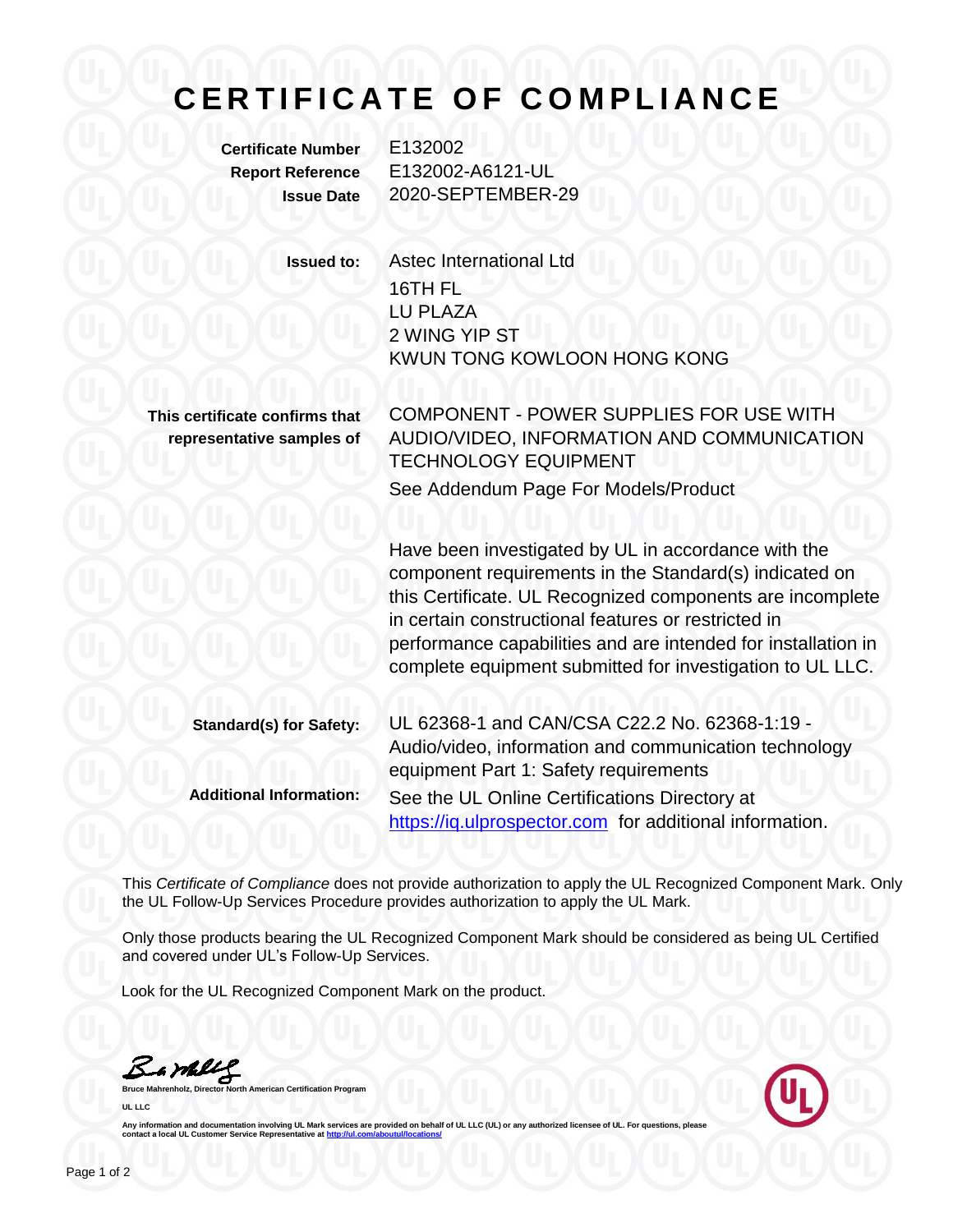# CERTIFICATE OF COMPLIANCE

**Certificate Number** E132002
**Report Reference** E132002-A6121-UL
**Issue Date** 2020-SEPTEMBER-29

**Issued to:** Astec International Ltd
16TH FL
LU PLAZA
2 WING YIP ST
KWUN TONG KOWLOON HONG KONG

**This certificate confirms that representative samples of**
COMPONENT - POWER SUPPLIES FOR USE WITH AUDIO/VIDEO, INFORMATION AND COMMUNICATION TECHNOLOGY EQUIPMENT
See Addendum Page For Models/Product

Have been investigated by UL in accordance with the component requirements in the Standard(s) indicated on this Certificate. UL Recognized components are incomplete in certain constructional features or restricted in performance capabilities and are intended for installation in complete equipment submitted for investigation to UL LLC.

**Standard(s) for Safety:** UL 62368-1 and CAN/CSA C22.2 No. 62368-1:19 - Audio/video, information and communication technology equipment Part 1: Safety requirements

**Additional Information:** See the UL Online Certifications Directory at https://iq.ulprospector.com for additional information.

This *Certificate of Compliance* does not provide authorization to apply the UL Recognized Component Mark. Only the UL Follow-Up Services Procedure provides authorization to apply the UL Mark.

Only those products bearing the UL Recognized Component Mark should be considered as being UL Certified and covered under UL's Follow-Up Services.

Look for the UL Recognized Component Mark on the product.

**Bruce Mahrenholz, Director North American Certification Program**

**UL LLC**

**Any information and documentation involving UL Mark services are provided on behalf of UL LLC (UL) or any authorized licensee of UL. For questions, please contact a local UL Customer Service Representative at http://ul.com/aboutul/locations/**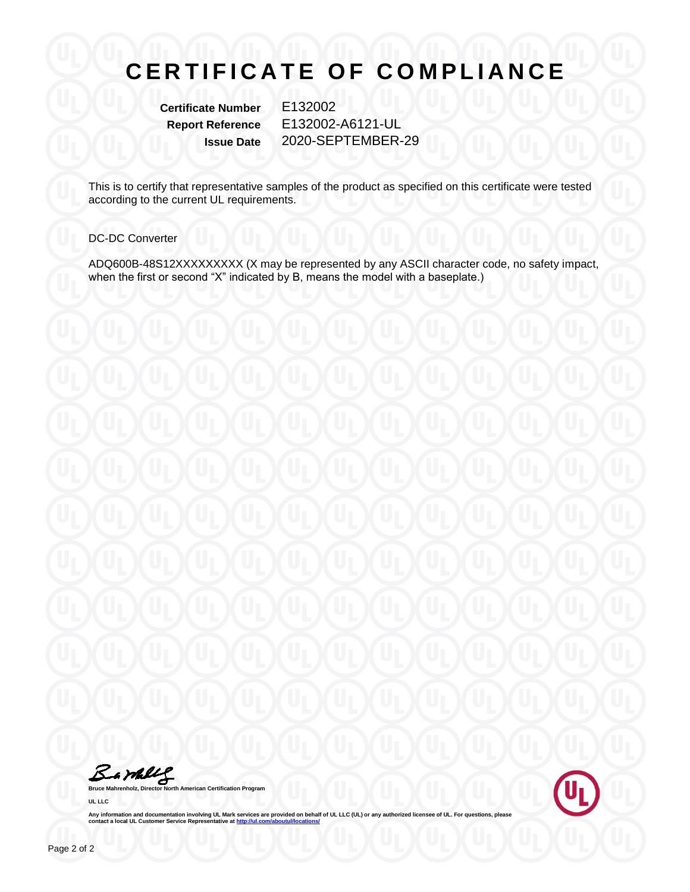# CERTIFICATE OF COMPLIANCE

**Certificate Number** E132002
**Report Reference** E132002-A6121-UL
**Issue Date** 2020-SEPTEMBER-29

This is to certify that representative samples of the product as specified on this certificate were tested according to the current UL requirements.

DC-DC Converter

ADQ600B-48S12XXXXXXXXX (X may be represented by any ASCII character code, no safety impact, when the first or second "X" indicated by B, means the model with a baseplate.)

**Bruce Mahrenholz, Director North American Certification Program**

**UL LLC**

**Any information and documentation involving UL Mark services are provided on behalf of UL LLC (UL) or any authorized licensee of UL. For questions, please contact a local UL Customer Service Representative at http://ul.com/aboutul/locations/**